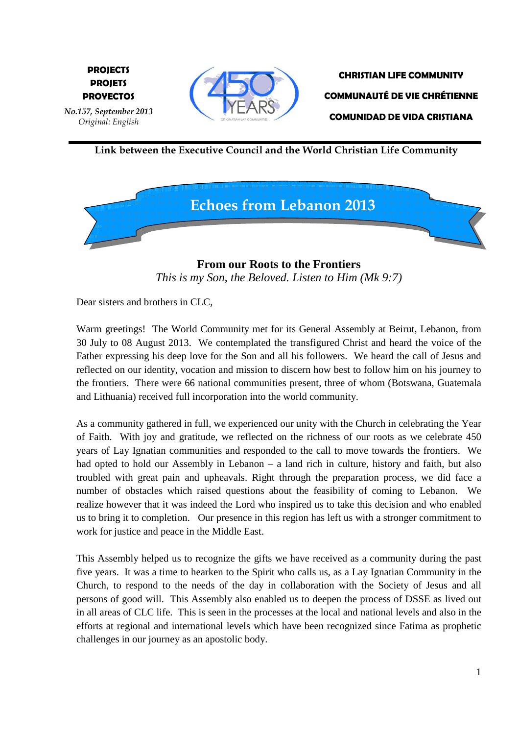**PROJECTS**
**PROJETS**
**PROYECTOS**

*No.157, September 2013*
*Original: English*

**CHRISTIAN LIFE COMMUNITY**

**COMMUNAUTÉ DE VIE CHRÉTIENNE**

**COMUNIDAD DE VIDA CRISTIANA**

**Link between the Executive Council and the World Christian Life Community**

# Echoes from Lebanon 2013

## From our Roots to the Frontiers

*This is my Son, the Beloved. Listen to Him (Mk 9:7)*

Dear sisters and brothers in CLC,

Warm greetings! The World Community met for its General Assembly at Beirut, Lebanon, from 30 July to 08 August 2013. We contemplated the transfigured Christ and heard the voice of the Father expressing his deep love for the Son and all his followers. We heard the call of Jesus and reflected on our identity, vocation and mission to discern how best to follow him on his journey to the frontiers. There were 66 national communities present, three of whom (Botswana, Guatemala and Lithuania) received full incorporation into the world community.

As a community gathered in full, we experienced our unity with the Church in celebrating the Year of Faith. With joy and gratitude, we reflected on the richness of our roots as we celebrate 450 years of Lay Ignatian communities and responded to the call to move towards the frontiers. We had opted to hold our Assembly in Lebanon – a land rich in culture, history and faith, but also troubled with great pain and upheavals. Right through the preparation process, we did face a number of obstacles which raised questions about the feasibility of coming to Lebanon. We realize however that it was indeed the Lord who inspired us to take this decision and who enabled us to bring it to completion. Our presence in this region has left us with a stronger commitment to work for justice and peace in the Middle East.

This Assembly helped us to recognize the gifts we have received as a community during the past five years. It was a time to hearken to the Spirit who calls us, as a Lay Ignatian Community in the Church, to respond to the needs of the day in collaboration with the Society of Jesus and all persons of good will. This Assembly also enabled us to deepen the process of DSSE as lived out in all areas of CLC life. This is seen in the processes at the local and national levels and also in the efforts at regional and international levels which have been recognized since Fatima as prophetic challenges in our journey as an apostolic body.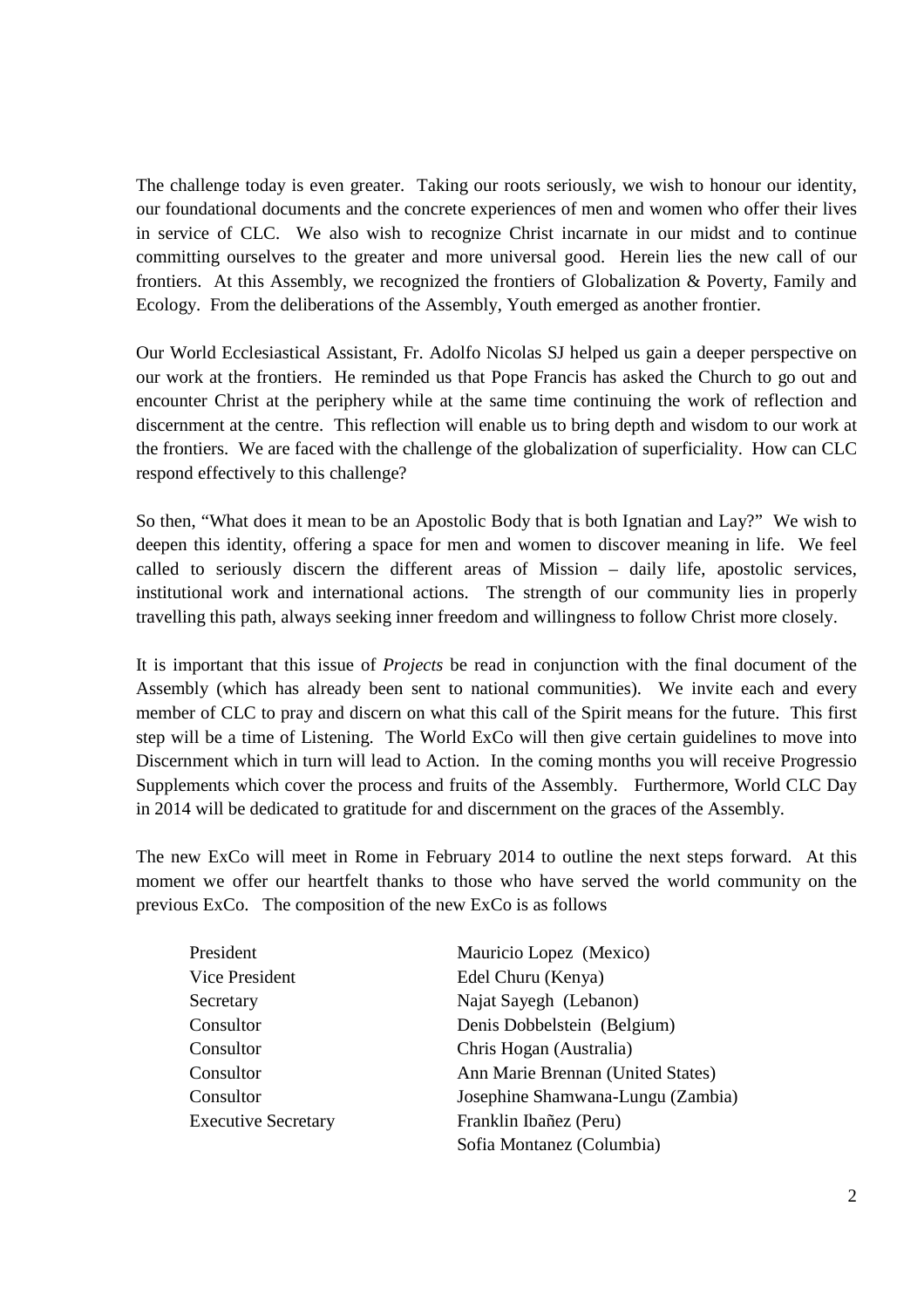The challenge today is even greater. Taking our roots seriously, we wish to honour our identity, our foundational documents and the concrete experiences of men and women who offer their lives in service of CLC. We also wish to recognize Christ incarnate in our midst and to continue committing ourselves to the greater and more universal good. Herein lies the new call of our frontiers. At this Assembly, we recognized the frontiers of Globalization & Poverty, Family and Ecology. From the deliberations of the Assembly, Youth emerged as another frontier.

Our World Ecclesiastical Assistant, Fr. Adolfo Nicolas SJ helped us gain a deeper perspective on our work at the frontiers. He reminded us that Pope Francis has asked the Church to go out and encounter Christ at the periphery while at the same time continuing the work of reflection and discernment at the centre. This reflection will enable us to bring depth and wisdom to our work at the frontiers. We are faced with the challenge of the globalization of superficiality. How can CLC respond effectively to this challenge?

So then, "What does it mean to be an Apostolic Body that is both Ignatian and Lay?" We wish to deepen this identity, offering a space for men and women to discover meaning in life. We feel called to seriously discern the different areas of Mission – daily life, apostolic services, institutional work and international actions. The strength of our community lies in properly travelling this path, always seeking inner freedom and willingness to follow Christ more closely.

It is important that this issue of *Projects* be read in conjunction with the final document of the Assembly (which has already been sent to national communities). We invite each and every member of CLC to pray and discern on what this call of the Spirit means for the future. This first step will be a time of Listening. The World ExCo will then give certain guidelines to move into Discernment which in turn will lead to Action. In the coming months you will receive Progressio Supplements which cover the process and fruits of the Assembly. Furthermore, World CLC Day in 2014 will be dedicated to gratitude for and discernment on the graces of the Assembly.

The new ExCo will meet in Rome in February 2014 to outline the next steps forward. At this moment we offer our heartfelt thanks to those who have served the world community on the previous ExCo. The composition of the new ExCo is as follows

| | |
|---|---|
| President | Mauricio Lopez (Mexico) |
| Vice President | Edel Churu (Kenya) |
| Secretary | Najat Sayegh (Lebanon) |
| Consultor | Denis Dobbelstein (Belgium) |
| Consultor | Chris Hogan (Australia) |
| Consultor | Ann Marie Brennan (United States) |
| Consultor | Josephine Shamwana-Lungu (Zambia) |
| Executive Secretary | Franklin Ibañez (Peru) |
| | Sofia Montanez (Columbia) |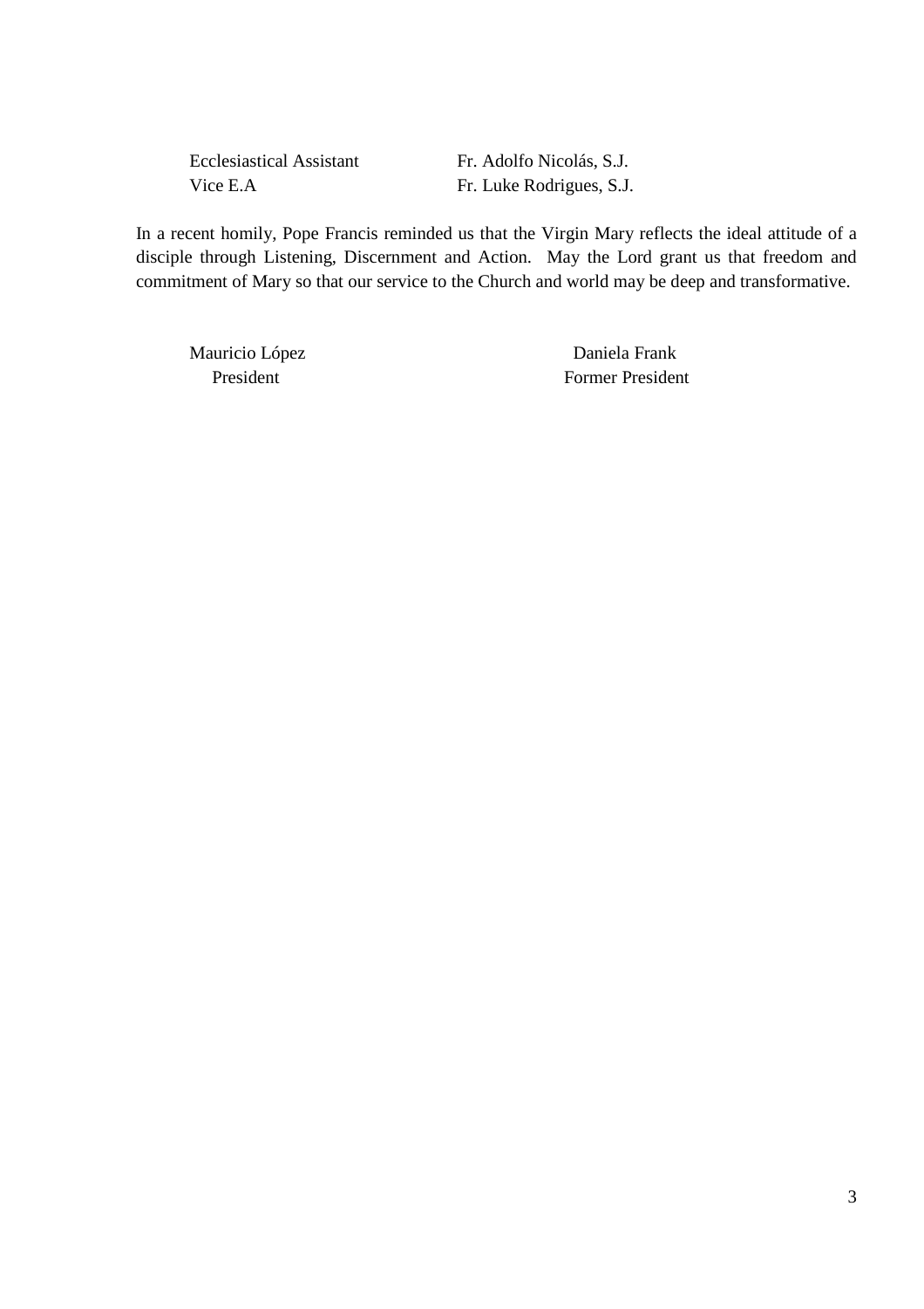| | |
|---|---|
| Ecclesiastical Assistant | Fr. Adolfo Nicolás, S.J. |
| Vice E.A | Fr. Luke Rodrigues, S.J. |

In a recent homily, Pope Francis reminded us that the Virgin Mary reflects the ideal attitude of a disciple through Listening, Discernment and Action. May the Lord grant us that freedom and commitment of Mary so that our service to the Church and world may be deep and transformative.

| | |
|---|---|
| Mauricio López | Daniela Frank |
| President | Former President |